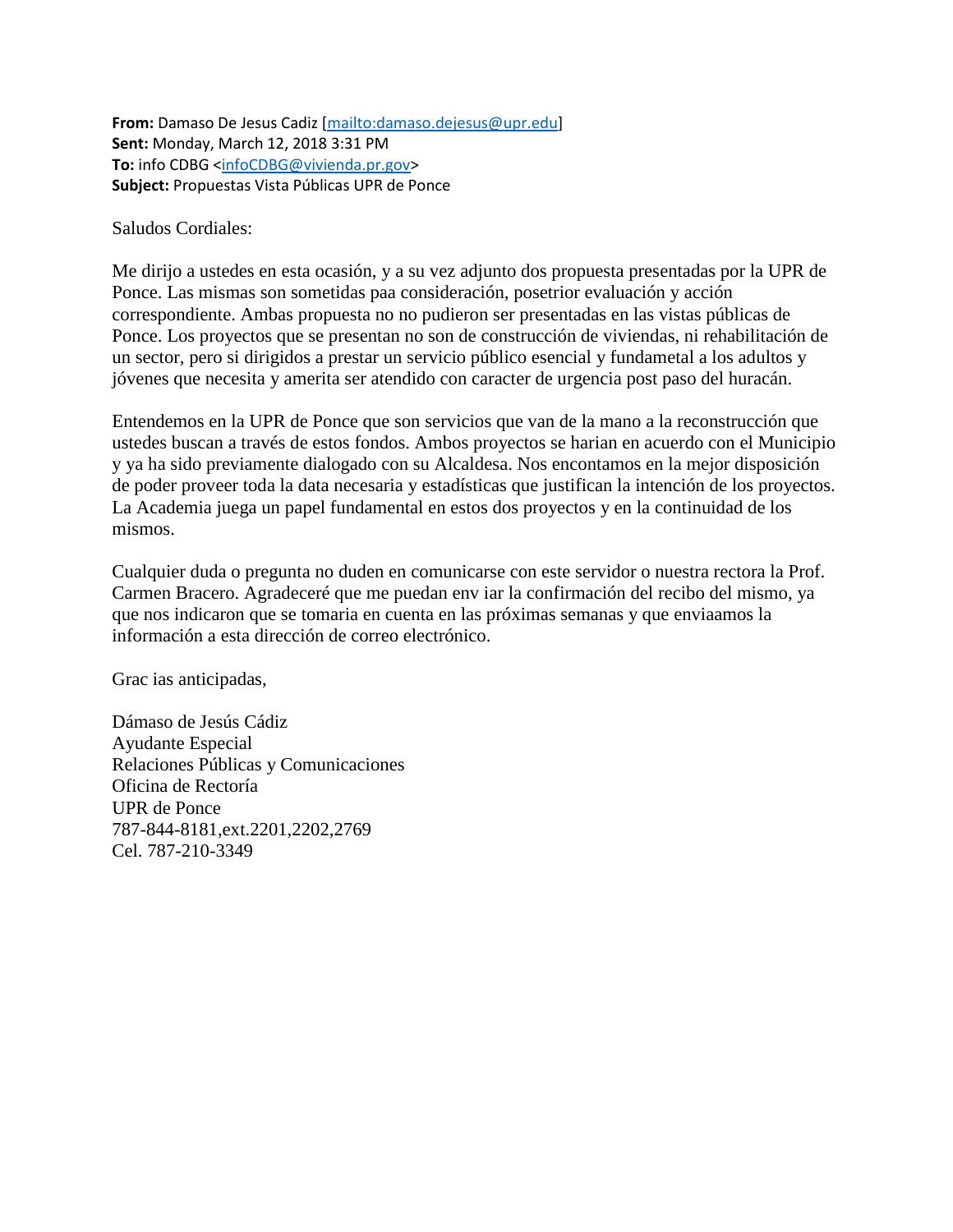**From:** Damaso De Jesus Cadiz [mailto:damaso.dejesus@upr.edu]
**Sent:** Monday, March 12, 2018 3:31 PM
**To:** info CDBG <infoCDBG@vivienda.pr.gov>
**Subject:** Propuestas Vista Públicas UPR de Ponce

Saludos Cordiales:

Me dirijo a ustedes en esta ocasión, y a su vez adjunto dos propuesta presentadas por la UPR de Ponce. Las mismas son sometidas paa consideración, posetrior evaluación y acción correspondiente. Ambas propuesta no no pudieron ser presentadas en las vistas públicas de Ponce. Los proyectos que se presentan no son de construcción de viviendas, ni rehabilitación de un sector, pero si dirigidos a prestar un servicio público esencial y fundametal a los adultos y jóvenes que necesita y amerita ser atendido con caracter de urgencia post paso del huracán.

Entendemos en la UPR de Ponce que son servicios que van de la mano a la reconstrucción que ustedes buscan a través de estos fondos. Ambos proyectos se harian en acuerdo con el Municipio y ya ha sido previamente dialogado con su Alcaldesa. Nos encontamos en la mejor disposición de poder proveer toda la data necesaria y estadísticas que justifican la intención de los proyectos. La Academia juega un papel fundamental en estos dos proyectos y en la continuidad de los mismos.

Cualquier duda o pregunta no duden en comunicarse con este servidor o nuestra rectora la Prof. Carmen Bracero. Agradeceré que me puedan env iar la confirmación del recibo del mismo, ya que nos indicaron que se tomaria en cuenta en las próximas semanas y que enviaamos la información a esta dirección de correo electrónico.

Grac ias anticipadas,

Dámaso de Jesús Cádiz
Ayudante Especial
Relaciones Públicas y Comunicaciones
Oficina de Rectoría
UPR de Ponce
787-844-8181,ext.2201,2202,2769
Cel. 787-210-3349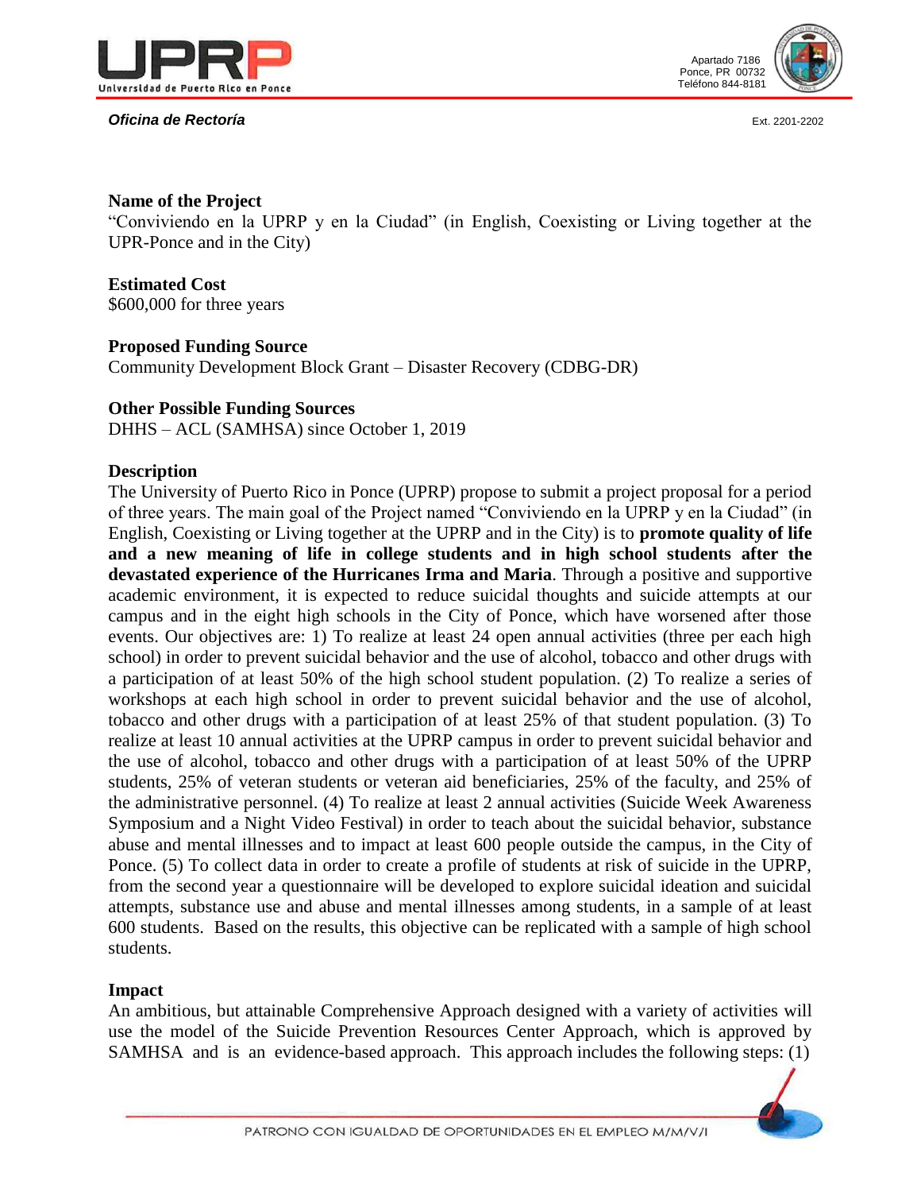**Name of the Project**
"Conviviendo en la UPRP y en la Ciudad" (in English, Coexisting or Living together at the UPR-Ponce and in the City)

**Estimated Cost**
$600,000 for three years

**Proposed Funding Source**
Community Development Block Grant – Disaster Recovery (CDBG-DR)

**Other Possible Funding Sources**
DHHS – ACL (SAMHSA) since October 1, 2019

**Description**
The University of Puerto Rico in Ponce (UPRP) propose to submit a project proposal for a period of three years. The main goal of the Project named "Conviviendo en la UPRP y en la Ciudad" (in English, Coexisting or Living together at the UPRP and in the City) is to **promote quality of life and a new meaning of life in college students and in high school students after the devastated experience of the Hurricanes Irma and Maria**. Through a positive and supportive academic environment, it is expected to reduce suicidal thoughts and suicide attempts at our campus and in the eight high schools in the City of Ponce, which have worsened after those events. Our objectives are: 1) To realize at least 24 open annual activities (three per each high school) in order to prevent suicidal behavior and the use of alcohol, tobacco and other drugs with a participation of at least 50% of the high school student population. (2) To realize a series of workshops at each high school in order to prevent suicidal behavior and the use of alcohol, tobacco and other drugs with a participation of at least 25% of that student population. (3) To realize at least 10 annual activities at the UPRP campus in order to prevent suicidal behavior and the use of alcohol, tobacco and other drugs with a participation of at least 50% of the UPRP students, 25% of veteran students or veteran aid beneficiaries, 25% of the faculty, and 25% of the administrative personnel. (4) To realize at least 2 annual activities (Suicide Week Awareness Symposium and a Night Video Festival) in order to teach about the suicidal behavior, substance abuse and mental illnesses and to impact at least 600 people outside the campus, in the City of Ponce. (5) To collect data in order to create a profile of students at risk of suicide in the UPRP, from the second year a questionnaire will be developed to explore suicidal ideation and suicidal attempts, substance use and abuse and mental illnesses among students, in a sample of at least 600 students. Based on the results, this objective can be replicated with a sample of high school students.

**Impact**
An ambitious, but attainable Comprehensive Approach designed with a variety of activities will use the model of the Suicide Prevention Resources Center Approach, which is approved by SAMHSA and is an evidence-based approach. This approach includes the following steps: (1)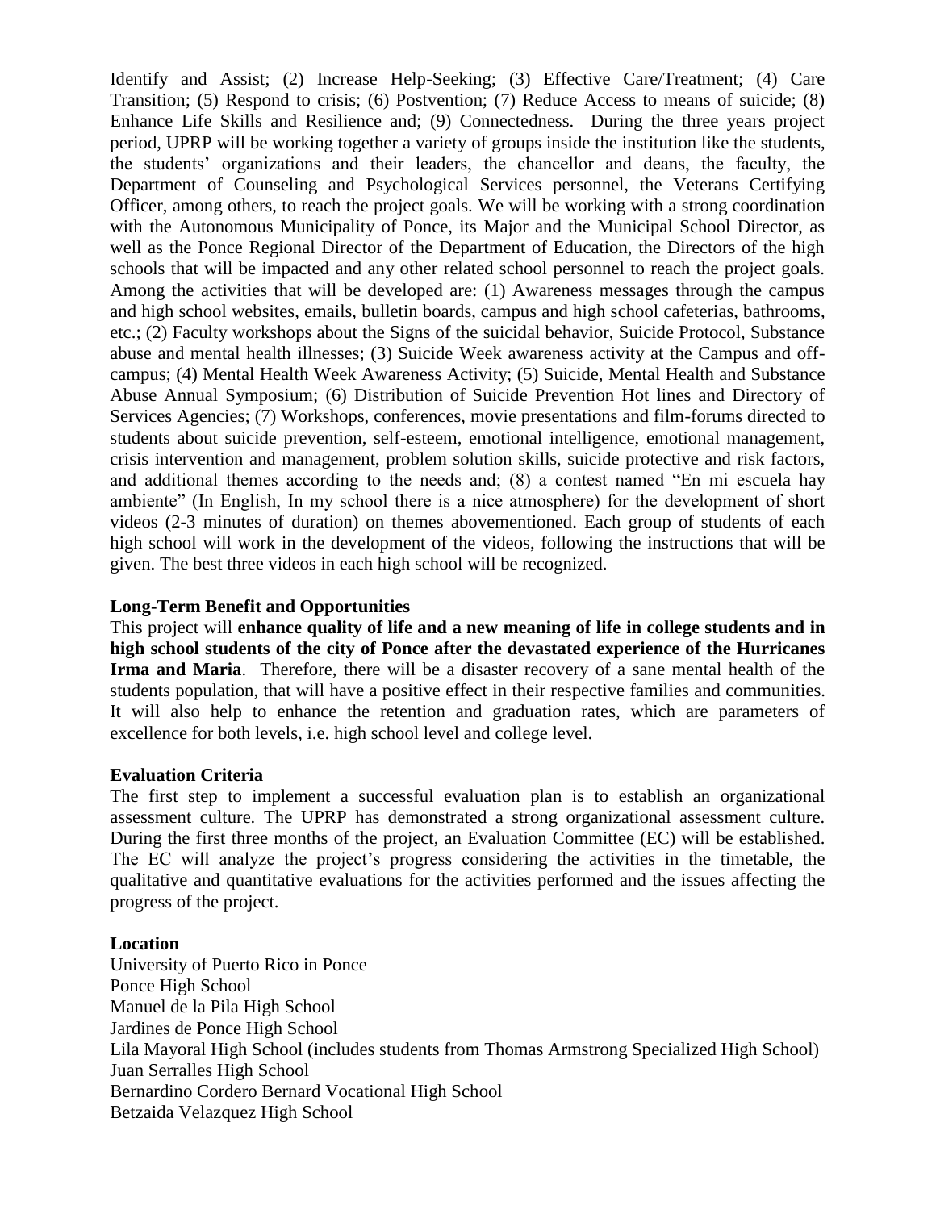Identify and Assist; (2) Increase Help-Seeking; (3) Effective Care/Treatment; (4) Care Transition; (5) Respond to crisis; (6) Postvention; (7) Reduce Access to means of suicide; (8) Enhance Life Skills and Resilience and; (9) Connectedness. During the three years project period, UPRP will be working together a variety of groups inside the institution like the students, the students' organizations and their leaders, the chancellor and deans, the faculty, the Department of Counseling and Psychological Services personnel, the Veterans Certifying Officer, among others, to reach the project goals. We will be working with a strong coordination with the Autonomous Municipality of Ponce, its Major and the Municipal School Director, as well as the Ponce Regional Director of the Department of Education, the Directors of the high schools that will be impacted and any other related school personnel to reach the project goals. Among the activities that will be developed are: (1) Awareness messages through the campus and high school websites, emails, bulletin boards, campus and high school cafeterias, bathrooms, etc.; (2) Faculty workshops about the Signs of the suicidal behavior, Suicide Protocol, Substance abuse and mental health illnesses; (3) Suicide Week awareness activity at the Campus and off-campus; (4) Mental Health Week Awareness Activity; (5) Suicide, Mental Health and Substance Abuse Annual Symposium; (6) Distribution of Suicide Prevention Hot lines and Directory of Services Agencies; (7) Workshops, conferences, movie presentations and film-forums directed to students about suicide prevention, self-esteem, emotional intelligence, emotional management, crisis intervention and management, problem solution skills, suicide protective and risk factors, and additional themes according to the needs and; (8) a contest named "En mi escuela hay ambiente" (In English, In my school there is a nice atmosphere) for the development of short videos (2-3 minutes of duration) on themes abovementioned. Each group of students of each high school will work in the development of the videos, following the instructions that will be given. The best three videos in each high school will be recognized.

**Long-Term Benefit and Opportunities**

This project will **enhance quality of life and a new meaning of life in college students and in high school students of the city of Ponce after the devastated experience of the Hurricanes Irma and Maria**. Therefore, there will be a disaster recovery of a sane mental health of the students population, that will have a positive effect in their respective families and communities. It will also help to enhance the retention and graduation rates, which are parameters of excellence for both levels, i.e. high school level and college level.

**Evaluation Criteria**

The first step to implement a successful evaluation plan is to establish an organizational assessment culture. The UPRP has demonstrated a strong organizational assessment culture. During the first three months of the project, an Evaluation Committee (EC) will be established. The EC will analyze the project's progress considering the activities in the timetable, the qualitative and quantitative evaluations for the activities performed and the issues affecting the progress of the project.

**Location**

University of Puerto Rico in Ponce
Ponce High School
Manuel de la Pila High School
Jardines de Ponce High School
Lila Mayoral High School (includes students from Thomas Armstrong Specialized High School)
Juan Serralles High School
Bernardino Cordero Bernard Vocational High School
Betzaida Velazquez High School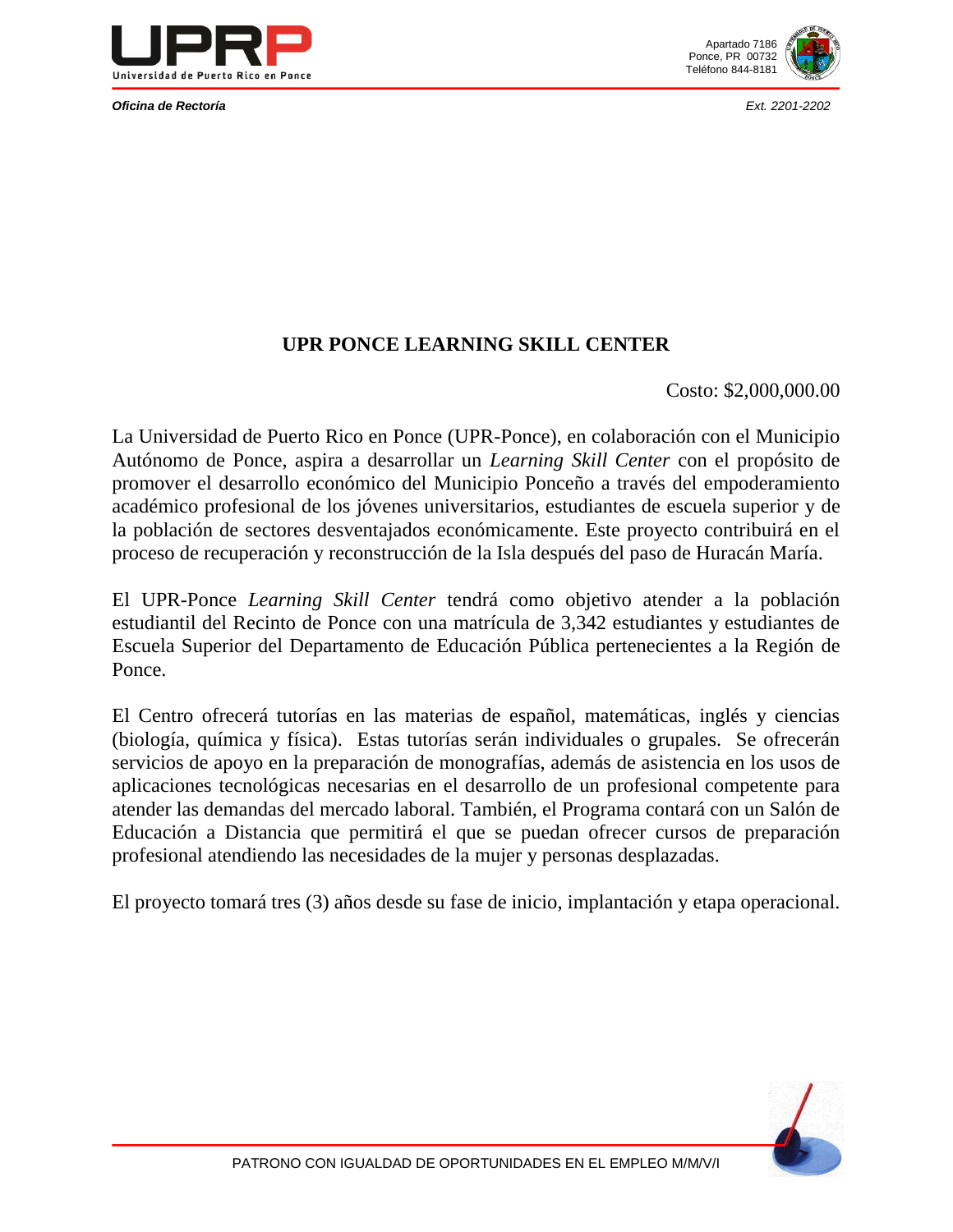## UPR PONCE LEARNING SKILL CENTER

Costo: $2,000,000.00

La Universidad de Puerto Rico en Ponce (UPR-Ponce), en colaboración con el Municipio Autónomo de Ponce, aspira a desarrollar un *Learning Skill Center* con el propósito de promover el desarrollo económico del Municipio Ponceño a través del empoderamiento académico profesional de los jóvenes universitarios, estudiantes de escuela superior y de la población de sectores desventajados económicamente. Este proyecto contribuirá en el proceso de recuperación y reconstrucción de la Isla después del paso de Huracán María.

El UPR-Ponce *Learning Skill Center* tendrá como objetivo atender a la población estudiantil del Recinto de Ponce con una matrícula de 3,342 estudiantes y estudiantes de Escuela Superior del Departamento de Educación Pública pertenecientes a la Región de Ponce.

El Centro ofrecerá tutorías en las materias de español, matemáticas, inglés y ciencias (biología, química y física). Estas tutorías serán individuales o grupales. Se ofrecerán servicios de apoyo en la preparación de monografías, además de asistencia en los usos de aplicaciones tecnológicas necesarias en el desarrollo de un profesional competente para atender las demandas del mercado laboral. También, el Programa contará con un Salón de Educación a Distancia que permitirá el que se puedan ofrecer cursos de preparación profesional atendiendo las necesidades de la mujer y personas desplazadas.

El proyecto tomará tres (3) años desde su fase de inicio, implantación y etapa operacional.